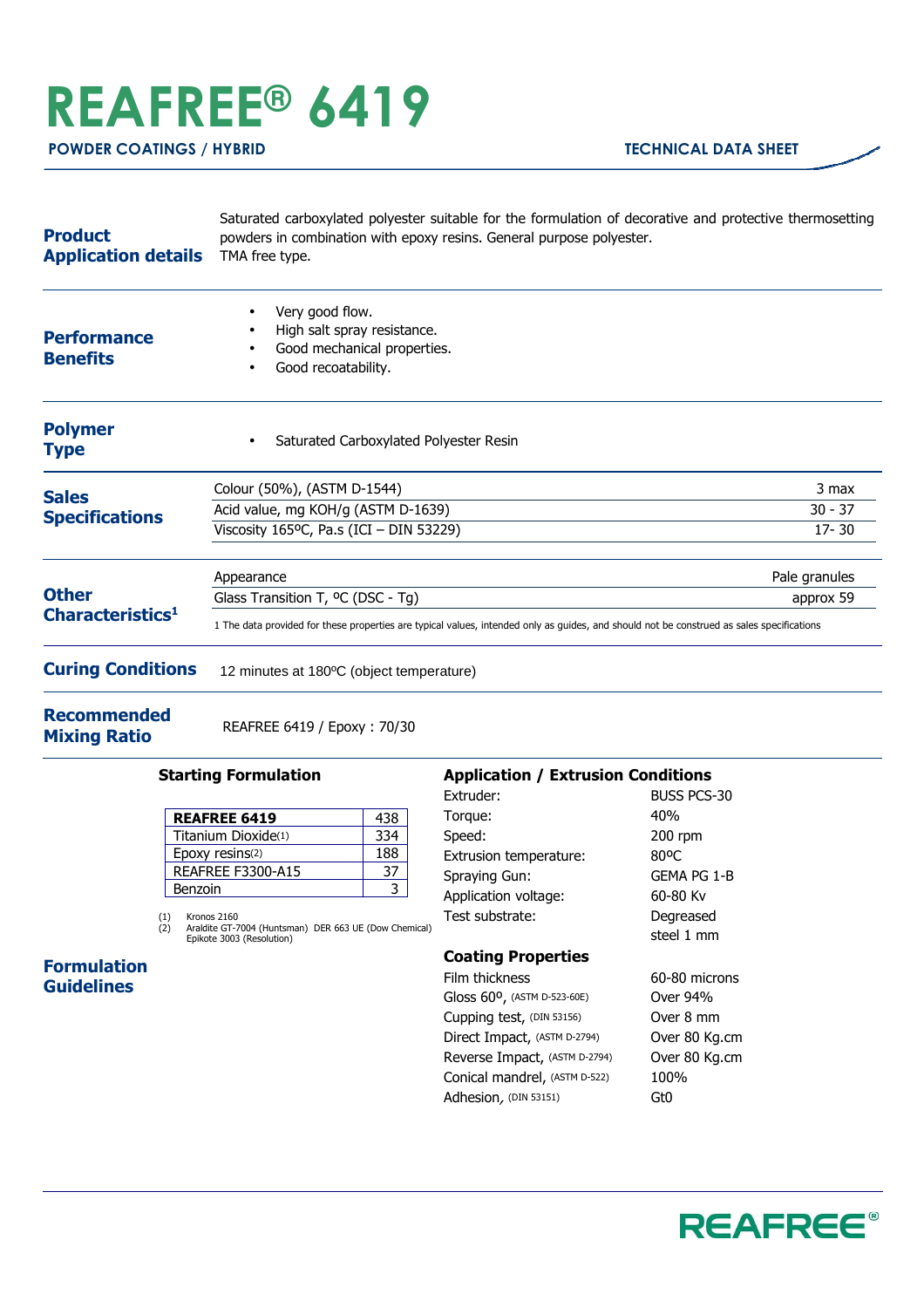# REAFREE® 6419

**POWDER COATINGS / HYBRID** — **TECHNICAL DATA SHEET**

## Product Application details

Saturated carboxylated polyester suitable for the formulation of decorative and protective thermosetting powders in combination with epoxy resins. General purpose polyester.
TMA free type.

## Performance Benefits

- Very good flow.
- High salt spray resistance.
- Good mechanical properties.
- Good recoatability.

## Polymer Type

- Saturated Carboxylated Polyester Resin

## Sales Specifications

| Property | Value |
|---|---|
| Colour (50%), (ASTM D-1544) | 3 max |
| Acid value, mg KOH/g (ASTM D-1639) | 30 - 37 |
| Viscosity 165ºC, Pa.s (ICI – DIN 53229) | 17- 30 |

## Other Characteristics[1]

| Property | Value |
|---|---|
| Appearance | Pale granules |
| Glass Transition T, ºC (DSC - Tg) | approx 59 |

1 The data provided for these properties are typical values, intended only as guides, and should not be construed as sales specifications

## Curing Conditions

12 minutes at 180ºC (object temperature)

## Recommended Mixing Ratio

REAFREE 6419 / Epoxy : 70/30

## Formulation Guidelines

### Starting Formulation

| Component | Parts |
|---|---|
| **REAFREE 6419** | 438 |
| Titanium Dioxide(1) | 334 |
| Epoxy resins(2) | 188 |
| REAFREE F3300-A15 | 37 |
| Benzoin | 3 |

(1) Kronos 2160
(2) Araldite GT-7004 (Huntsman) DER 663 UE (Dow Chemical) Epikote 3003 (Resolution)

### Application / Extrusion Conditions

| | |
|---|---|
| Extruder: | BUSS PCS-30 |
| Torque: | 40% |
| Speed: | 200 rpm |
| Extrusion temperature: | 80ºC |
| Spraying Gun: | GEMA PG 1-B |
| Application voltage: | 60-80 Kv |
| Test substrate: | Degreased steel 1 mm |

### Coating Properties

| | |
|---|---|
| Film thickness | 60-80 microns |
| Gloss 60º, (ASTM D-523-60E) | Over 94% |
| Cupping test, (DIN 53156) | Over 8 mm |
| Direct Impact, (ASTM D-2794) | Over 80 Kg.cm |
| Reverse Impact, (ASTM D-2794) | Over 80 Kg.cm |
| Conical mandrel, (ASTM D-522) | 100% |
| Adhesion, (DIN 53151) | Gt0 |

REAFREE®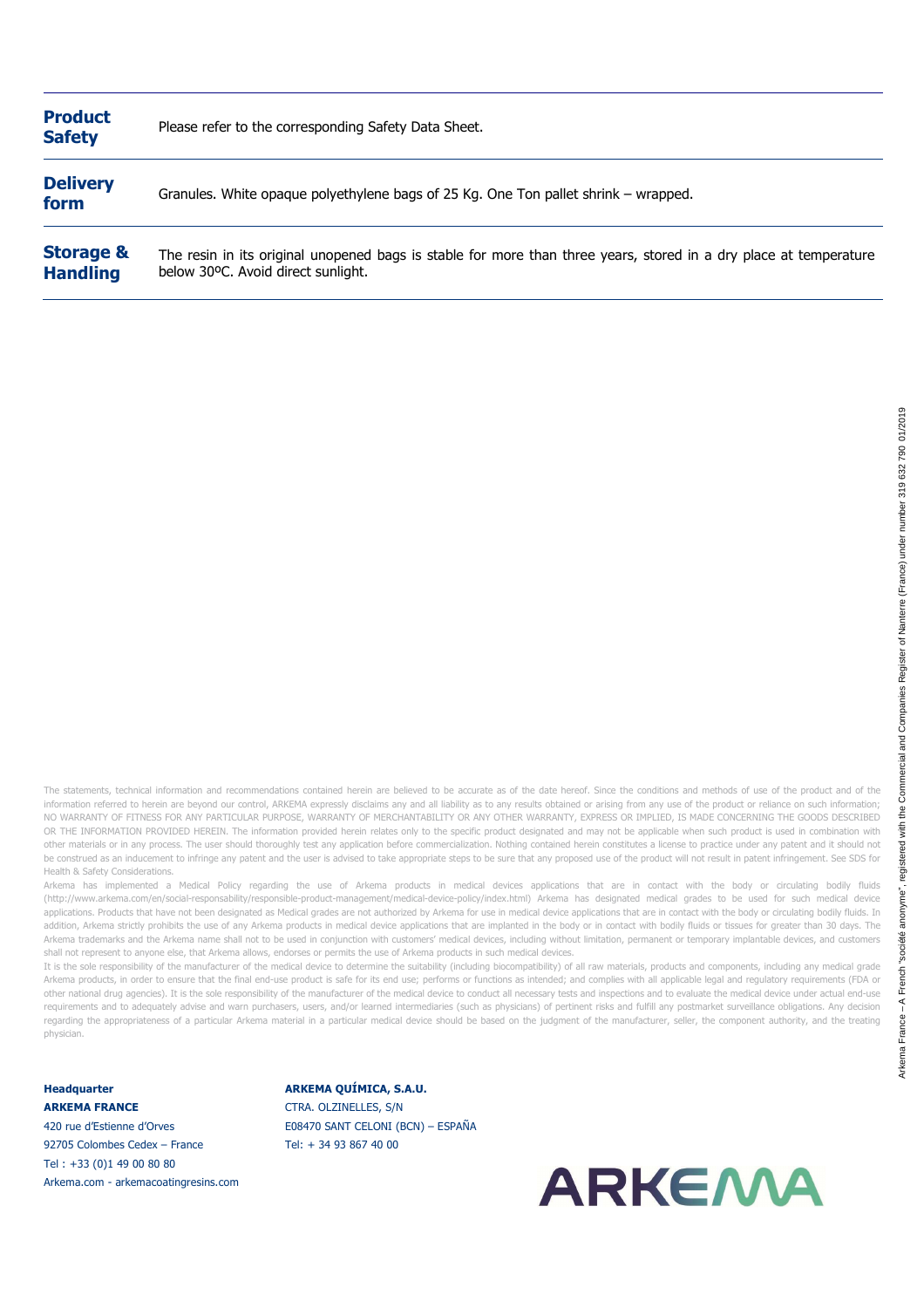| | |
|---|---|
| **Product Safety** | Please refer to the corresponding Safety Data Sheet. |
| **Delivery form** | Granules. White opaque polyethylene bags of 25 Kg. One Ton pallet shrink – wrapped. |
| **Storage & Handling** | The resin in its original unopened bags is stable for more than three years, stored in a dry place at temperature below 30ºC. Avoid direct sunlight. |

The statements, technical information and recommendations contained herein are believed to be accurate as of the date hereof. Since the conditions and methods of use of the product and of the information referred to herein are beyond our control, ARKEMA expressly disclaims any and all liability as to any results obtained or arising from any use of the product or reliance on such information; NO WARRANTY OF FITNESS FOR ANY PARTICULAR PURPOSE, WARRANTY OF MERCHANTABILITY OR ANY OTHER WARRANTY, EXPRESS OR IMPLIED, IS MADE CONCERNING THE GOODS DESCRIBED OR THE INFORMATION PROVIDED HEREIN. The information provided herein relates only to the specific product designated and may not be applicable when such product is used in combination with other materials or in any process. The user should thoroughly test any application before commercialization. Nothing contained herein constitutes a license to practice under any patent and it should not be construed as an inducement to infringe any patent and the user is advised to take appropriate steps to be sure that any proposed use of the product will not result in patent infringement. See SDS for Health & Safety Considerations.

Arkema has implemented a Medical Policy regarding the use of Arkema products in medical devices applications that are in contact with the body or circulating bodily fluids (http://www.arkema.com/en/social-responsability/responsible-product-management/medical-device-policy/index.html) Arkema has designated medical grades to be used for such medical device applications. Products that have not been designated as Medical grades are not authorized by Arkema for use in medical device applications that are in contact with the body or circulating bodily fluids. In addition, Arkema strictly prohibits the use of any Arkema products in medical device applications that are implanted in the body or in contact with bodily fluids or tissues for greater than 30 days. The Arkema trademarks and the Arkema name shall not to be used in conjunction with customers' medical devices, including without limitation, permanent or temporary implantable devices, and customers shall not represent to anyone else, that Arkema allows, endorses or permits the use of Arkema products in such medical devices.

It is the sole responsibility of the manufacturer of the medical device to determine the suitability (including biocompatibility) of all raw materials, products and components, including any medical grade Arkema products, in order to ensure that the final end-use product is safe for its end use; performs or functions as intended; and complies with all applicable legal and regulatory requirements (FDA or other national drug agencies). It is the sole responsibility of the manufacturer of the medical device to conduct all necessary tests and inspections and to evaluate the medical device under actual end-use requirements and to adequately advise and warn purchasers, users, and/or learned intermediaries (such as physicians) of pertinent risks and fulfill any postmarket surveillance obligations. Any decision regarding the appropriateness of a particular Arkema material in a particular medical device should be based on the judgment of the manufacturer, seller, the component authority, and the treating physician.

**Headquarter**
**ARKEMA FRANCE**
420 rue d'Estienne d'Orves
92705 Colombes Cedex – France
Tel : +33 (0)1 49 00 80 80
Arkema.com - arkemacoatingresins.com

**ARKEMA QUÍMICA, S.A.U.**
CTRA. OLZINELLES, S/N
E08470 SANT CELONI (BCN) – ESPAÑA
Tel: + 34 93 867 40 00

ARKEMA

Arkema France – A French "société anonyme", registered with the Commercial and Companies Register of Nanterre (France) under number 319 632 790 01/2019